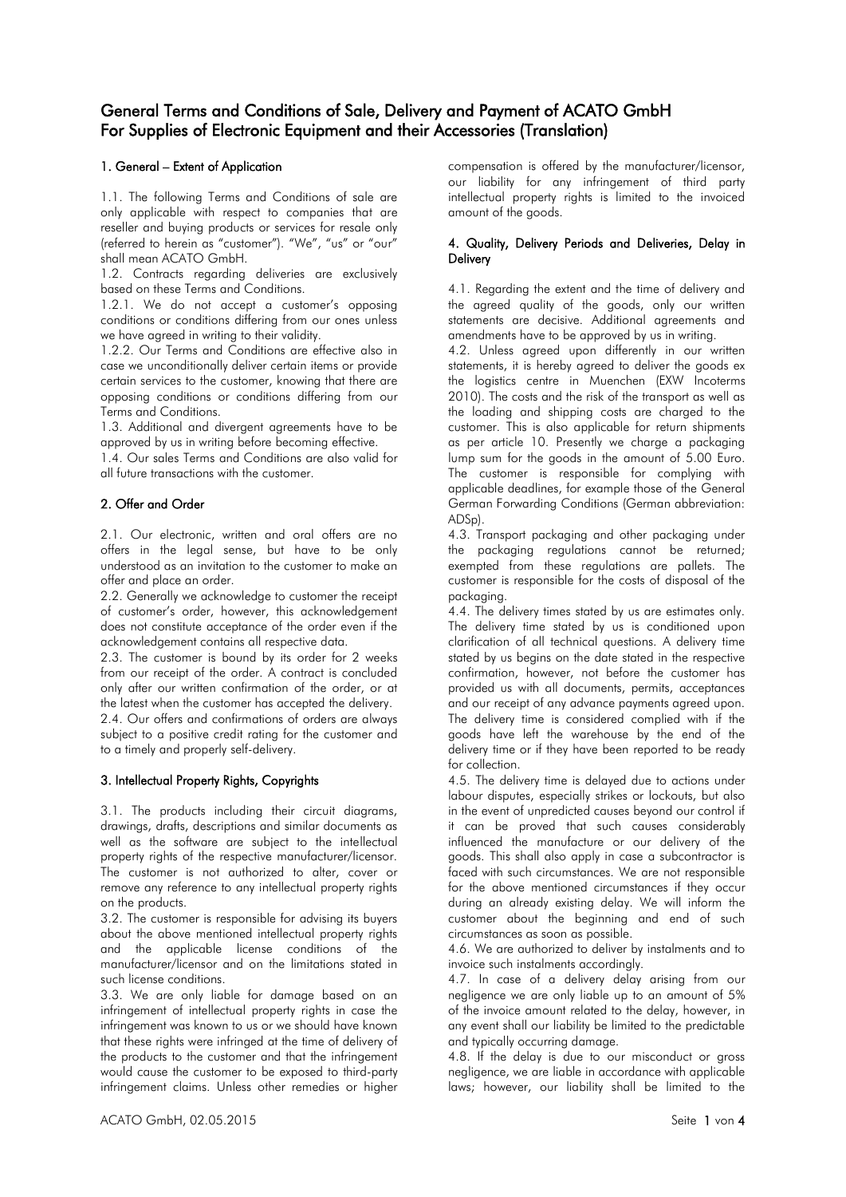# General Terms and Conditions of Sale, Delivery and Payment of ACATO GmbH For Supplies of Electronic Equipment and their Accessories (Translation)

## 1. General – Extent of Application

1.1. The following Terms and Conditions of sale are only applicable with respect to companies that are reseller and buying products or services for resale only (referred to herein as "customer"). "We", "us" or "our" shall mean ACATO GmbH.

1.2. Contracts regarding deliveries are exclusively based on these Terms and Conditions.

1.2.1. We do not accept a customer's opposing conditions or conditions differing from our ones unless we have agreed in writing to their validity.

1.2.2. Our Terms and Conditions are effective also in case we unconditionally deliver certain items or provide certain services to the customer, knowing that there are opposing conditions or conditions differing from our Terms and Conditions.

1.3. Additional and divergent agreements have to be approved by us in writing before becoming effective.

1.4. Our sales Terms and Conditions are also valid for all future transactions with the customer.

## 2. Offer and Order

2.1. Our electronic, written and oral offers are no offers in the legal sense, but have to be only understood as an invitation to the customer to make an offer and place an order.

2.2. Generally we acknowledge to customer the receipt of customer's order, however, this acknowledgement does not constitute acceptance of the order even if the acknowledgement contains all respective data.

2.3. The customer is bound by its order for 2 weeks from our receipt of the order. A contract is concluded only after our written confirmation of the order, or at the latest when the customer has accepted the delivery.

2.4. Our offers and confirmations of orders are always subject to a positive credit rating for the customer and to a timely and properly self-delivery.

## 3. Intellectual Property Rights, Copyrights

3.1. The products including their circuit diagrams, drawings, drafts, descriptions and similar documents as well as the software are subject to the intellectual property rights of the respective manufacturer/licensor. The customer is not authorized to alter, cover or remove any reference to any intellectual property rights on the products.

3.2. The customer is responsible for advising its buyers about the above mentioned intellectual property rights and the applicable license conditions of the manufacturer/licensor and on the limitations stated in such license conditions.

3.3. We are only liable for damage based on an infringement of intellectual property rights in case the infringement was known to us or we should have known that these rights were infringed at the time of delivery of the products to the customer and that the infringement would cause the customer to be exposed to third-party infringement claims. Unless other remedies or higher compensation is offered by the manufacturer/licensor, our liability for any infringement of third party intellectual property rights is limited to the invoiced amount of the goods.

## 4. Quality, Delivery Periods and Deliveries, Delay in Delivery

4.1. Regarding the extent and the time of delivery and the agreed quality of the goods, only our written statements are decisive. Additional agreements and amendments have to be approved by us in writing.

4.2. Unless agreed upon differently in our written statements, it is hereby agreed to deliver the goods ex the logistics centre in Muenchen (EXW Incoterms 2010). The costs and the risk of the transport as well as the loading and shipping costs are charged to the customer. This is also applicable for return shipments as per article 10. Presently we charge a packaging lump sum for the goods in the amount of 5.00 Euro. The customer is responsible for complying with applicable deadlines, for example those of the General German Forwarding Conditions (German abbreviation: ADSp).

4.3. Transport packaging and other packaging under the packaging regulations cannot be returned; exempted from these regulations are pallets. The customer is responsible for the costs of disposal of the packaging.

4.4. The delivery times stated by us are estimates only. The delivery time stated by us is conditioned upon clarification of all technical questions. A delivery time stated by us begins on the date stated in the respective confirmation, however, not before the customer has provided us with all documents, permits, acceptances and our receipt of any advance payments agreed upon. The delivery time is considered complied with if the goods have left the warehouse by the end of the delivery time or if they have been reported to be ready for collection.

4.5. The delivery time is delayed due to actions under labour disputes, especially strikes or lockouts, but also in the event of unpredicted causes beyond our control if it can be proved that such causes considerably influenced the manufacture or our delivery of the goods. This shall also apply in case a subcontractor is faced with such circumstances. We are not responsible for the above mentioned circumstances if they occur during an already existing delay. We will inform the customer about the beginning and end of such circumstances as soon as possible.

4.6. We are authorized to deliver by instalments and to invoice such instalments accordingly.

4.7. In case of a delivery delay arising from our negligence we are only liable up to an amount of 5% of the invoice amount related to the delay, however, in any event shall our liability be limited to the predictable and typically occurring damage.

4.8. If the delay is due to our misconduct or gross negligence, we are liable in accordance with applicable laws; however, our liability shall be limited to the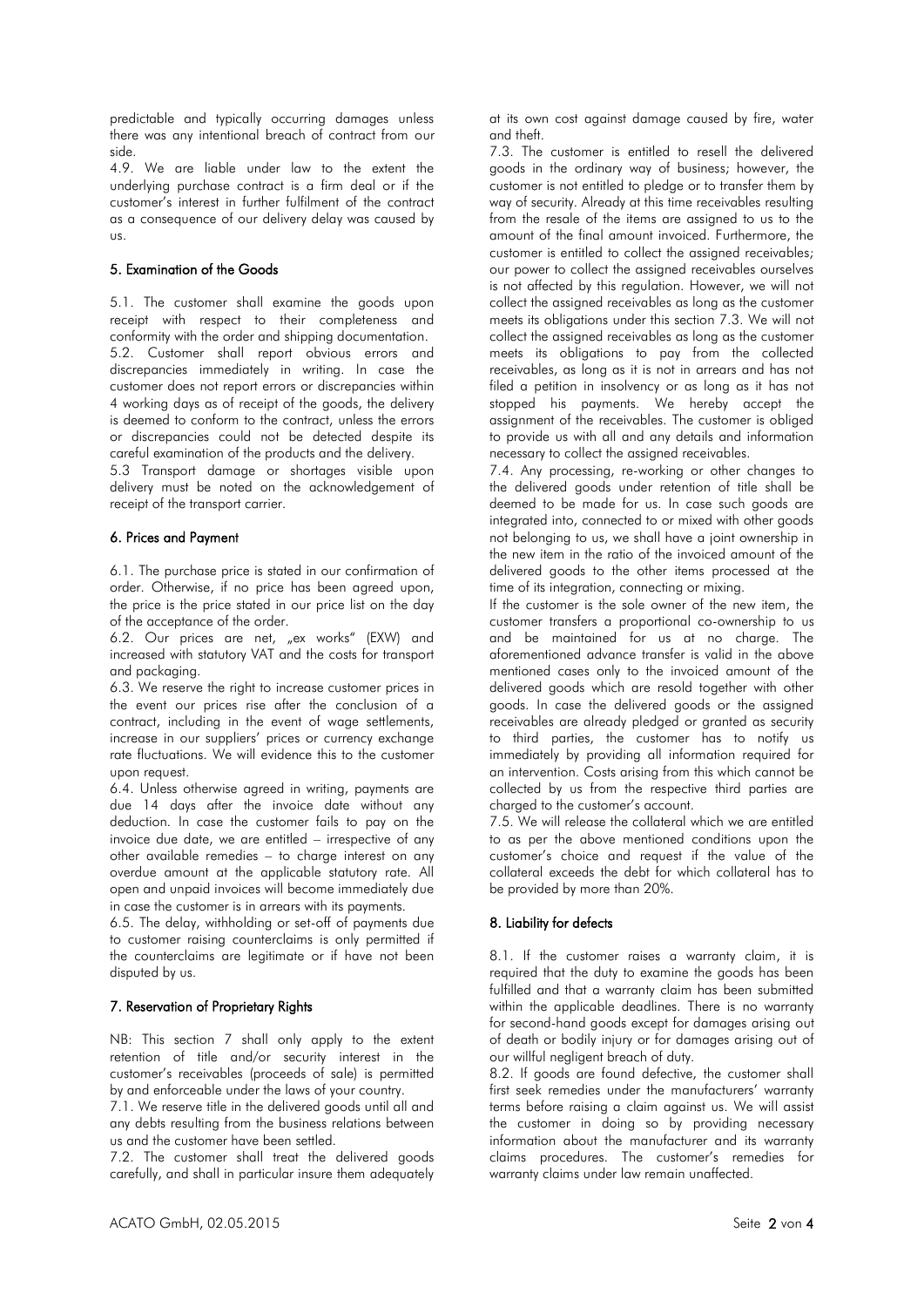predictable and typically occurring damages unless there was any intentional breach of contract from our side.

4.9. We are liable under law to the extent the underlying purchase contract is a firm deal or if the customer's interest in further fulfilment of the contract as a consequence of our delivery delay was caused by us.

### 5. Examination of the Goods

5.1. The customer shall examine the goods upon receipt with respect to their completeness and conformity with the order and shipping documentation.

5.2. Customer shall report obvious errors and discrepancies immediately in writing. In case the customer does not report errors or discrepancies within 4 working days as of receipt of the goods, the delivery is deemed to conform to the contract, unless the errors or discrepancies could not be detected despite its careful examination of the products and the delivery.

5.3 Transport damage or shortages visible upon delivery must be noted on the acknowledgement of receipt of the transport carrier.

### 6. Prices and Payment

6.1. The purchase price is stated in our confirmation of order. Otherwise, if no price has been agreed upon, the price is the price stated in our price list on the day of the acceptance of the order.

6.2. Our prices are net, „ex works" (EXW) and increased with statutory VAT and the costs for transport and packaging.

6.3. We reserve the right to increase customer prices in the event our prices rise after the conclusion of a contract, including in the event of wage settlements, increase in our suppliers' prices or currency exchange rate fluctuations. We will evidence this to the customer upon request.

6.4. Unless otherwise agreed in writing, payments are due 14 days after the invoice date without any deduction. In case the customer fails to pay on the invoice due date, we are entitled – irrespective of any other available remedies – to charge interest on any overdue amount at the applicable statutory rate. All open and unpaid invoices will become immediately due in case the customer is in arrears with its payments.

6.5. The delay, withholding or set-off of payments due to customer raising counterclaims is only permitted if the counterclaims are legitimate or if have not been disputed by us.

### 7. Reservation of Proprietary Rights

NB: This section 7 shall only apply to the extent retention of title and/or security interest in the customer's receivables (proceeds of sale) is permitted by and enforceable under the laws of your country.

7.1. We reserve title in the delivered goods until all and any debts resulting from the business relations between us and the customer have been settled.

7.2. The customer shall treat the delivered goods carefully, and shall in particular insure them adequately at its own cost against damage caused by fire, water and theft.

7.3. The customer is entitled to resell the delivered goods in the ordinary way of business; however, the customer is not entitled to pledge or to transfer them by way of security. Already at this time receivables resulting from the resale of the items are assigned to us to the amount of the final amount invoiced. Furthermore, the customer is entitled to collect the assigned receivables; our power to collect the assigned receivables ourselves is not affected by this regulation. However, we will not collect the assigned receivables as long as the customer meets its obligations under this section 7.3. We will not collect the assigned receivables as long as the customer meets its obligations to pay from the collected receivables, as long as it is not in arrears and has not filed a petition in insolvency or as long as it has not stopped his payments. We hereby accept the assignment of the receivables. The customer is obliged to provide us with all and any details and information necessary to collect the assigned receivables.

7.4. Any processing, re-working or other changes to the delivered goods under retention of title shall be deemed to be made for us. In case such goods are integrated into, connected to or mixed with other goods not belonging to us, we shall have a joint ownership in the new item in the ratio of the invoiced amount of the delivered goods to the other items processed at the time of its integration, connecting or mixing.

If the customer is the sole owner of the new item, the customer transfers a proportional co-ownership to us and be maintained for us at no charge. The aforementioned advance transfer is valid in the above mentioned cases only to the invoiced amount of the delivered goods which are resold together with other goods. In case the delivered goods or the assigned receivables are already pledged or granted as security to third parties, the customer has to notify us immediately by providing all information required for an intervention. Costs arising from this which cannot be collected by us from the respective third parties are charged to the customer's account.

7.5. We will release the collateral which we are entitled to as per the above mentioned conditions upon the customer's choice and request if the value of the collateral exceeds the debt for which collateral has to be provided by more than 20%.

### 8. Liability for defects

8.1. If the customer raises a warranty claim, it is required that the duty to examine the goods has been fulfilled and that a warranty claim has been submitted within the applicable deadlines. There is no warranty for second-hand goods except for damages arising out of death or bodily injury or for damages arising out of our willful negligent breach of duty.

8.2. If goods are found defective, the customer shall first seek remedies under the manufacturers' warranty terms before raising a claim against us. We will assist the customer in doing so by providing necessary information about the manufacturer and its warranty claims procedures. The customer's remedies for warranty claims under law remain unaffected.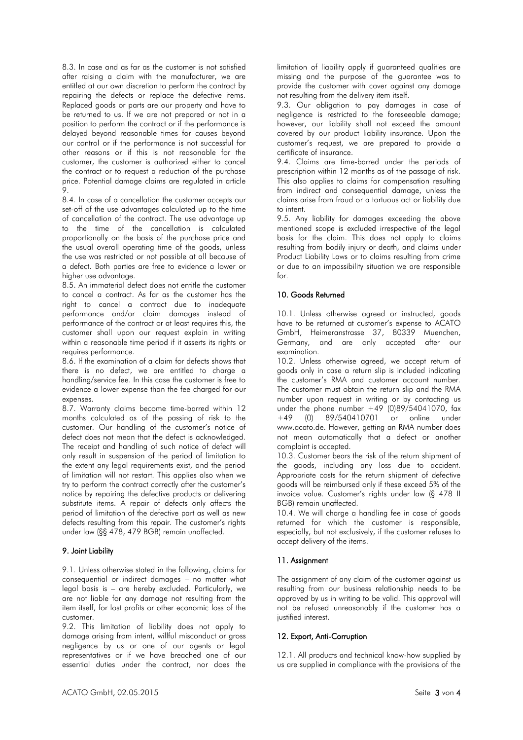8.3. In case and as far as the customer is not satisfied after raising a claim with the manufacturer, we are entitled at our own discretion to perform the contract by repairing the defects or replace the defective items. Replaced goods or parts are our property and have to be returned to us. If we are not prepared or not in a position to perform the contract or if the performance is delayed beyond reasonable times for causes beyond our control or if the performance is not successful for other reasons or if this is not reasonable for the customer, the customer is authorized either to cancel the contract or to request a reduction of the purchase price. Potential damage claims are regulated in article 9.

8.4. In case of a cancellation the customer accepts our set-off of the use advantages calculated up to the time of cancellation of the contract. The use advantage up to the time of the cancellation is calculated proportionally on the basis of the purchase price and the usual overall operating time of the goods, unless the use was restricted or not possible at all because of a defect. Both parties are free to evidence a lower or higher use advantage.

8.5. An immaterial defect does not entitle the customer to cancel a contract. As far as the customer has the right to cancel a contract due to inadequate performance and/or claim damages instead of performance of the contract or at least requires this, the customer shall upon our request explain in writing within a reasonable time period if it asserts its rights or requires performance.

8.6. If the examination of a claim for defects shows that there is no defect, we are entitled to charge a handling/service fee. In this case the customer is free to evidence a lower expense than the fee charged for our expenses.

8.7. Warranty claims become time-barred within 12 months calculated as of the passing of risk to the customer. Our handling of the customer's notice of defect does not mean that the defect is acknowledged. The receipt and handling of such notice of defect will only result in suspension of the period of limitation to the extent any legal requirements exist, and the period of limitation will not restart. This applies also when we try to perform the contract correctly after the customer's notice by repairing the defective products or delivering substitute items. A repair of defects only affects the period of limitation of the defective part as well as new defects resulting from this repair. The customer's rights under law (§§ 478, 479 BGB) remain unaffected.

## 9. Joint Liability

9.1. Unless otherwise stated in the following, claims for consequential or indirect damages – no matter what legal basis is – are hereby excluded. Particularly, we are not liable for any damage not resulting from the item itself, for lost profits or other economic loss of the customer.

9.2. This limitation of liability does not apply to damage arising from intent, willful misconduct or gross negligence by us or one of our agents or legal representatives or if we have breached one of our essential duties under the contract, nor does the limitation of liability apply if guaranteed qualities are missing and the purpose of the guarantee was to provide the customer with cover against any damage not resulting from the delivery item itself.

9.3. Our obligation to pay damages in case of negligence is restricted to the foreseeable damage; however, our liability shall not exceed the amount covered by our product liability insurance. Upon the customer's request, we are prepared to provide a certificate of insurance.

9.4. Claims are time-barred under the periods of prescription within 12 months as of the passage of risk. This also applies to claims for compensation resulting from indirect and consequential damage, unless the claims arise from fraud or a tortuous act or liability due to intent.

9.5. Any liability for damages exceeding the above mentioned scope is excluded irrespective of the legal basis for the claim. This does not apply to claims resulting from bodily injury or death, and claims under Product Liability Laws or to claims resulting from crime or due to an impossibility situation we are responsible for.

## 10. Goods Returned

10.1. Unless otherwise agreed or instructed, goods have to be returned at customer's expense to ACATO GmbH, Heimeranstrasse 37, 80339 Muenchen, Germany, and are only accepted after our examination.

10.2. Unless otherwise agreed, we accept return of goods only in case a return slip is included indicating the customer's RMA and customer account number. The customer must obtain the return slip and the RMA number upon request in writing or by contacting us under the phone number +49 (0)89/54041070, fax +49 (0) 89/540410701 or online under www.acato.de. However, getting an RMA number does not mean automatically that a defect or another complaint is accepted.

10.3. Customer bears the risk of the return shipment of the goods, including any loss due to accident. Appropriate costs for the return shipment of defective goods will be reimbursed only if these exceed 5% of the invoice value. Customer's rights under law (§ 478 II BGB) remain unaffected.

10.4. We will charge a handling fee in case of goods returned for which the customer is responsible, especially, but not exclusively, if the customer refuses to accept delivery of the items.

## 11. Assignment

The assignment of any claim of the customer against us resulting from our business relationship needs to be approved by us in writing to be valid. This approval will not be refused unreasonably if the customer has a justified interest.

## 12. Export, Anti-Corruption

12.1. All products and technical know-how supplied by us are supplied in compliance with the provisions of the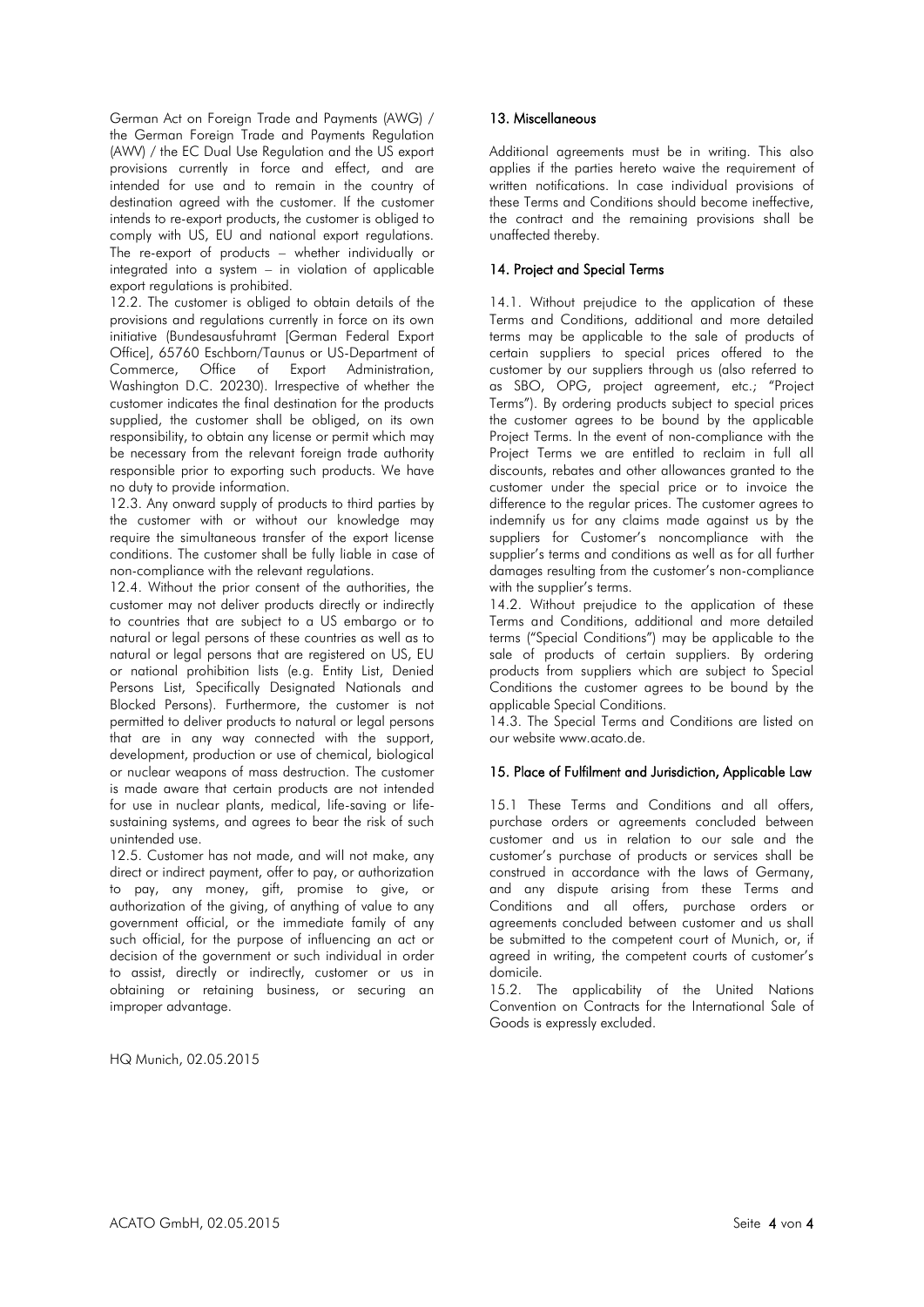German Act on Foreign Trade and Payments (AWG) / the German Foreign Trade and Payments Regulation (AWV) / the EC Dual Use Regulation and the US export provisions currently in force and effect, and are intended for use and to remain in the country of destination agreed with the customer. If the customer intends to re-export products, the customer is obliged to comply with US, EU and national export regulations. The re-export of products – whether individually or integrated into a system – in violation of applicable export regulations is prohibited.

12.2. The customer is obliged to obtain details of the provisions and regulations currently in force on its own initiative (Bundesausfuhramt [German Federal Export Office], 65760 Eschborn/Taunus or US-Department of Commerce, Office of Export Administration, Washington D.C. 20230). Irrespective of whether the customer indicates the final destination for the products supplied, the customer shall be obliged, on its own responsibility, to obtain any license or permit which may be necessary from the relevant foreign trade authority responsible prior to exporting such products. We have no duty to provide information.

12.3. Any onward supply of products to third parties by the customer with or without our knowledge may require the simultaneous transfer of the export license conditions. The customer shall be fully liable in case of non-compliance with the relevant regulations.

12.4. Without the prior consent of the authorities, the customer may not deliver products directly or indirectly to countries that are subject to a US embargo or to natural or legal persons of these countries as well as to natural or legal persons that are registered on US, EU or national prohibition lists (e.g. Entity List, Denied Persons List, Specifically Designated Nationals and Blocked Persons). Furthermore, the customer is not permitted to deliver products to natural or legal persons that are in any way connected with the support, development, production or use of chemical, biological or nuclear weapons of mass destruction. The customer is made aware that certain products are not intended for use in nuclear plants, medical, life-saving or life-sustaining systems, and agrees to bear the risk of such unintended use.

12.5. Customer has not made, and will not make, any direct or indirect payment, offer to pay, or authorization to pay, any money, gift, promise to give, or authorization of the giving, of anything of value to any government official, or the immediate family of any such official, for the purpose of influencing an act or decision of the government or such individual in order to assist, directly or indirectly, customer or us in obtaining or retaining business, or securing an improper advantage.

HQ Munich, 02.05.2015

## 13. Miscellaneous

Additional agreements must be in writing. This also applies if the parties hereto waive the requirement of written notifications. In case individual provisions of these Terms and Conditions should become ineffective, the contract and the remaining provisions shall be unaffected thereby.

## 14. Project and Special Terms

14.1. Without prejudice to the application of these Terms and Conditions, additional and more detailed terms may be applicable to the sale of products of certain suppliers to special prices offered to the customer by our suppliers through us (also referred to as SBO, OPG, project agreement, etc.; "Project Terms"). By ordering products subject to special prices the customer agrees to be bound by the applicable Project Terms. In the event of non-compliance with the Project Terms we are entitled to reclaim in full all discounts, rebates and other allowances granted to the customer under the special price or to invoice the difference to the regular prices. The customer agrees to indemnify us for any claims made against us by the suppliers for Customer's noncompliance with the supplier's terms and conditions as well as for all further damages resulting from the customer's non-compliance with the supplier's terms.

14.2. Without prejudice to the application of these Terms and Conditions, additional and more detailed terms ("Special Conditions") may be applicable to the sale of products of certain suppliers. By ordering products from suppliers which are subject to Special Conditions the customer agrees to be bound by the applicable Special Conditions.

14.3. The Special Terms and Conditions are listed on our website www.acato.de.

## 15. Place of Fulfilment and Jurisdiction, Applicable Law

15.1 These Terms and Conditions and all offers, purchase orders or agreements concluded between customer and us in relation to our sale and the customer's purchase of products or services shall be construed in accordance with the laws of Germany, and any dispute arising from these Terms and Conditions and all offers, purchase orders or agreements concluded between customer and us shall be submitted to the competent court of Munich, or, if agreed in writing, the competent courts of customer's domicile.

15.2. The applicability of the United Nations Convention on Contracts for the International Sale of Goods is expressly excluded.